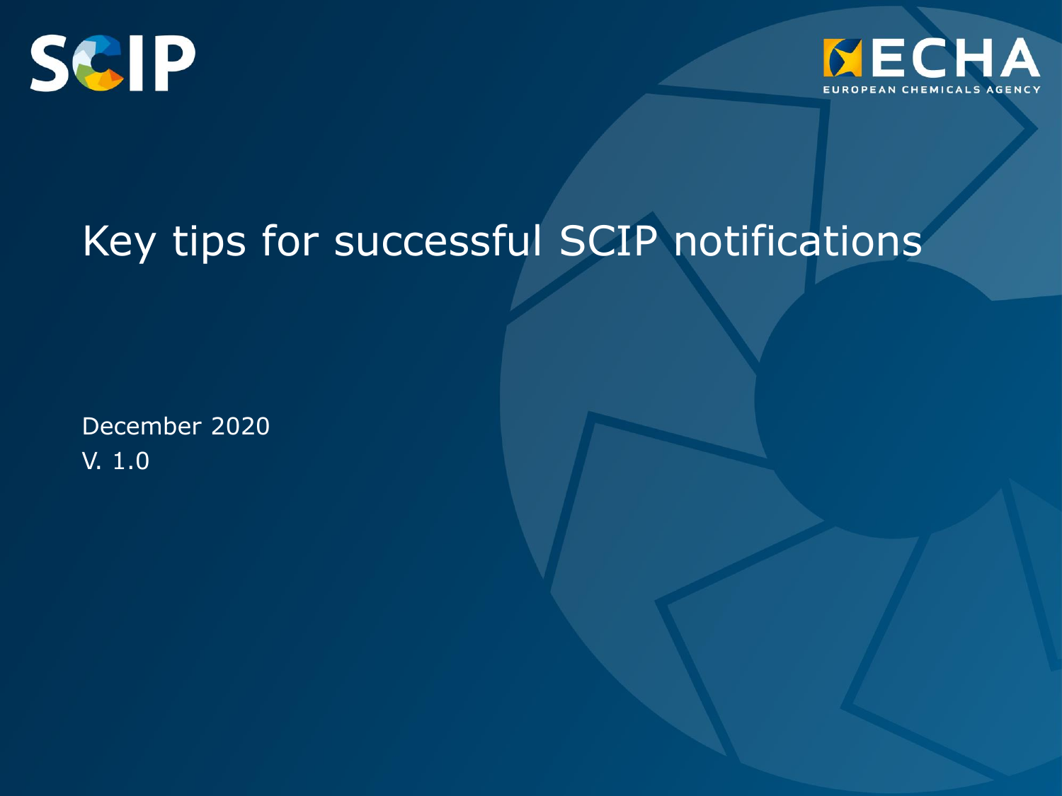# Key tips for successful SCIP notifications

December 2020
V. 1.0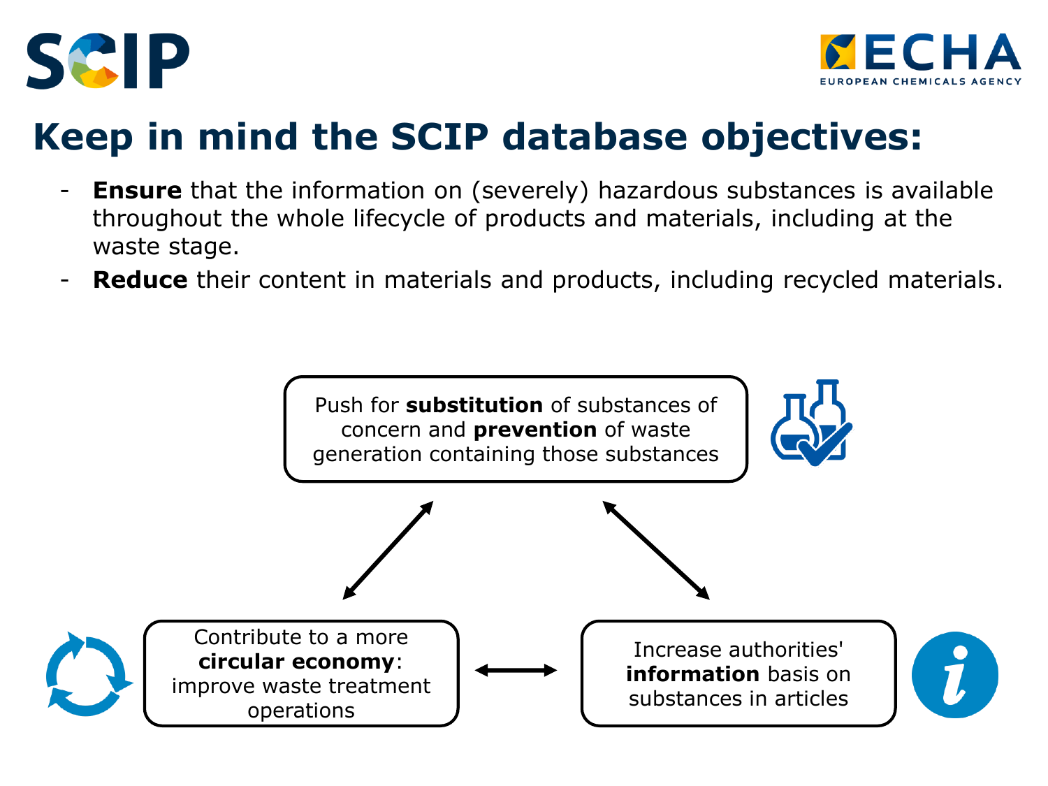# Keep in mind the SCIP database objectives:

- **Ensure** that the information on (severely) hazardous substances is available throughout the whole lifecycle of products and materials, including at the waste stage.
- **Reduce** their content in materials and products, including recycled materials.

Push for **substitution** of substances of concern and **prevention** of waste generation containing those substances

Contribute to a more **circular economy**: improve waste treatment operations

Increase authorities' **information** basis on substances in articles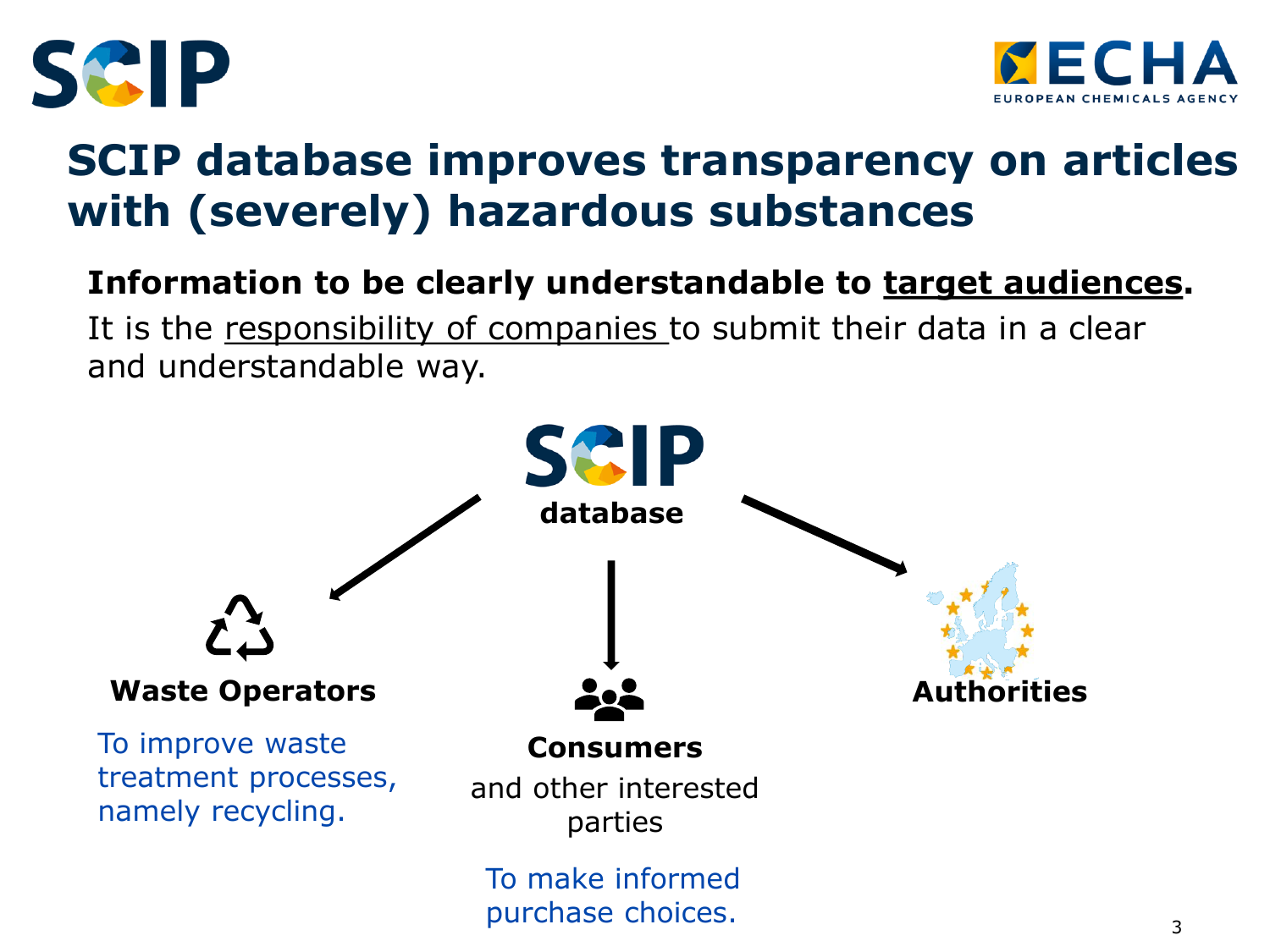# SCIP database improves transparency on articles with (severely) hazardous substances

**Information to be clearly understandable to target audiences.**

It is the responsibility of companies to submit their data in a clear and understandable way.

SCIP database

**Waste Operators**

To improve waste treatment processes, namely recycling.

**Consumers**

and other interested parties

To make informed purchase choices.

**Authorities**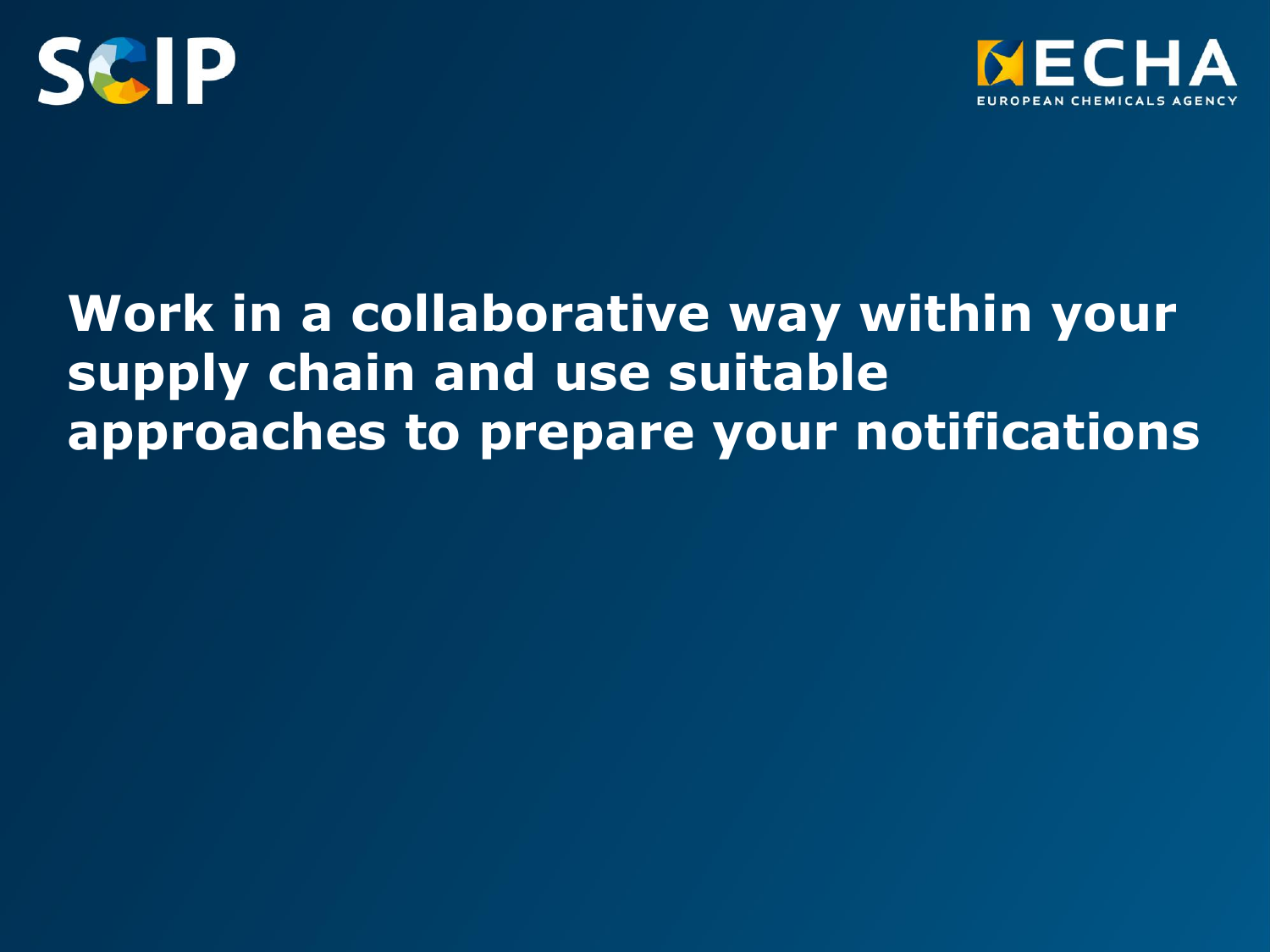# Work in a collaborative way within your supply chain and use suitable approaches to prepare your notifications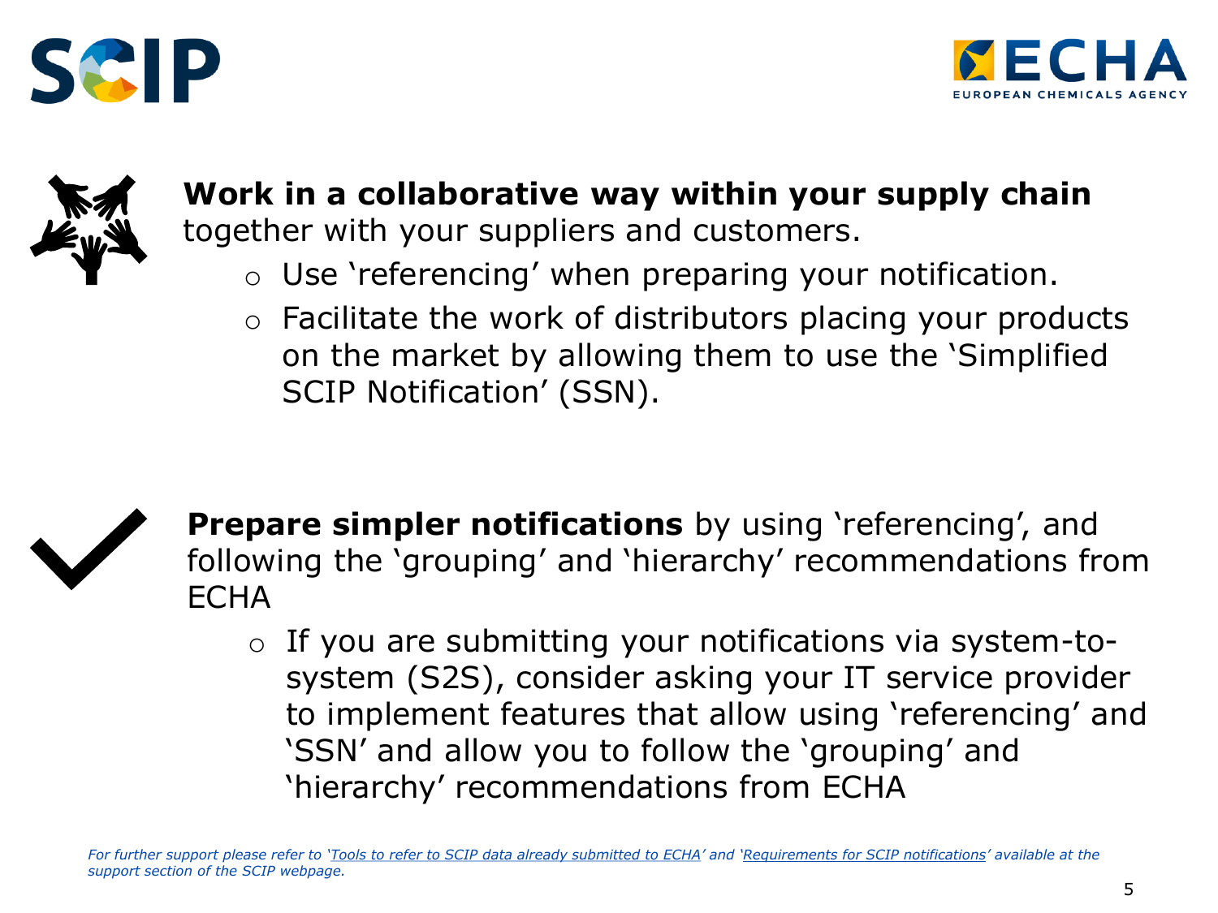**Work in a collaborative way within your supply chain** together with your suppliers and customers.

- Use 'referencing' when preparing your notification.
- Facilitate the work of distributors placing your products on the market by allowing them to use the 'Simplified SCIP Notification' (SSN).

**Prepare simpler notifications** by using 'referencing', and following the 'grouping' and 'hierarchy' recommendations from ECHA

- If you are submitting your notifications via system-to-system (S2S), consider asking your IT service provider to implement features that allow using 'referencing' and 'SSN' and allow you to follow the 'grouping' and 'hierarchy' recommendations from ECHA

*For further support please refer to 'Tools to refer to SCIP data already submitted to ECHA' and 'Requirements for SCIP notifications' available at the support section of the SCIP webpage.*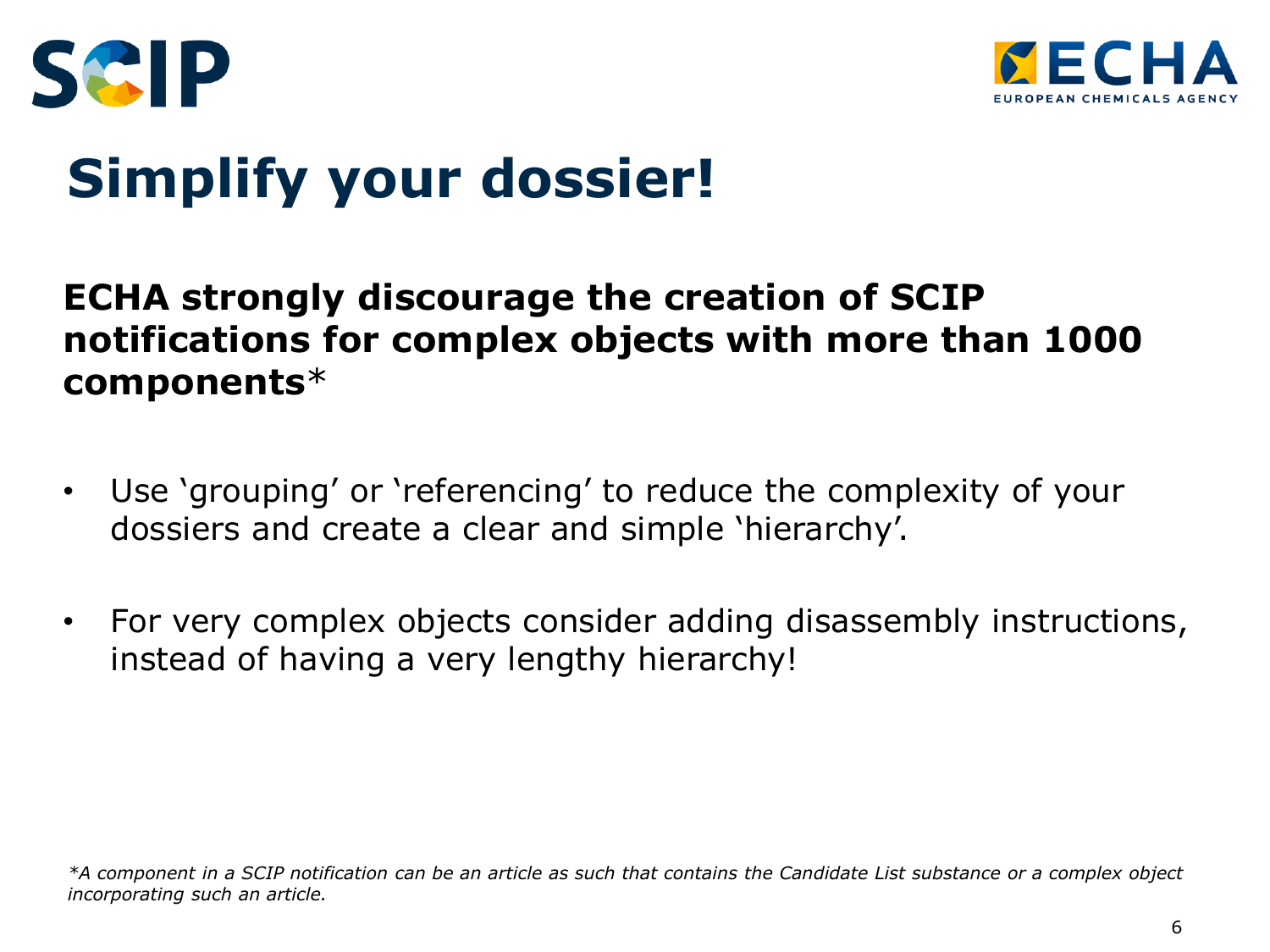# Simplify your dossier!

**ECHA strongly discourage the creation of SCIP notifications for complex objects with more than 1000 components***

- Use ‘grouping’ or ‘referencing’ to reduce the complexity of your dossiers and create a clear and simple ‘hierarchy’.
- For very complex objects consider adding disassembly instructions, instead of having a very lengthy hierarchy!

*\*A component in a SCIP notification can be an article as such that contains the Candidate List substance or a complex object incorporating such an article.*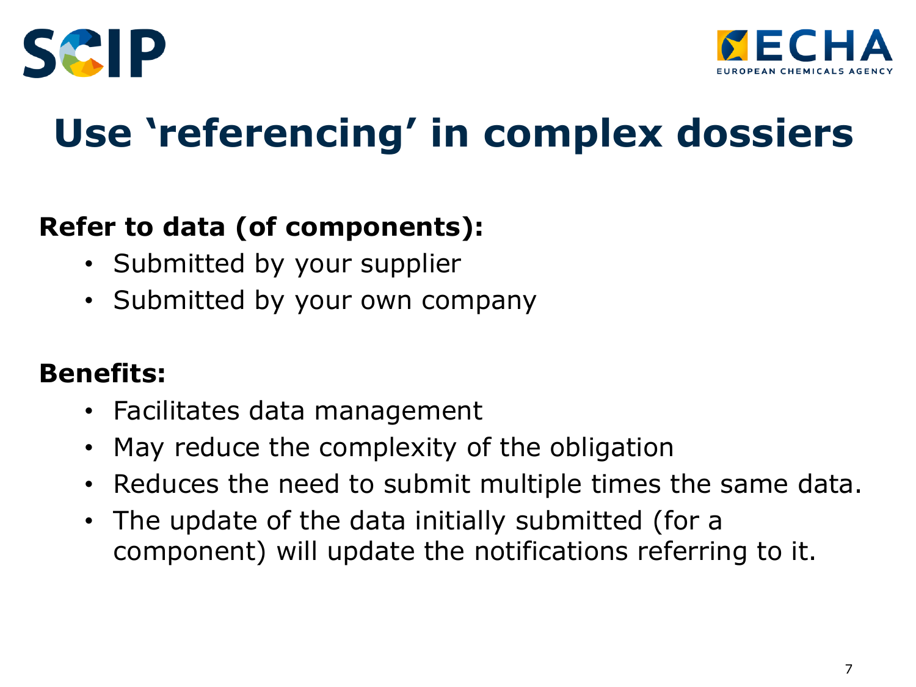# Use 'referencing' in complex dossiers

**Refer to data (of components):**

- Submitted by your supplier
- Submitted by your own company

**Benefits:**

- Facilitates data management
- May reduce the complexity of the obligation
- Reduces the need to submit multiple times the same data.
- The update of the data initially submitted (for a component) will update the notifications referring to it.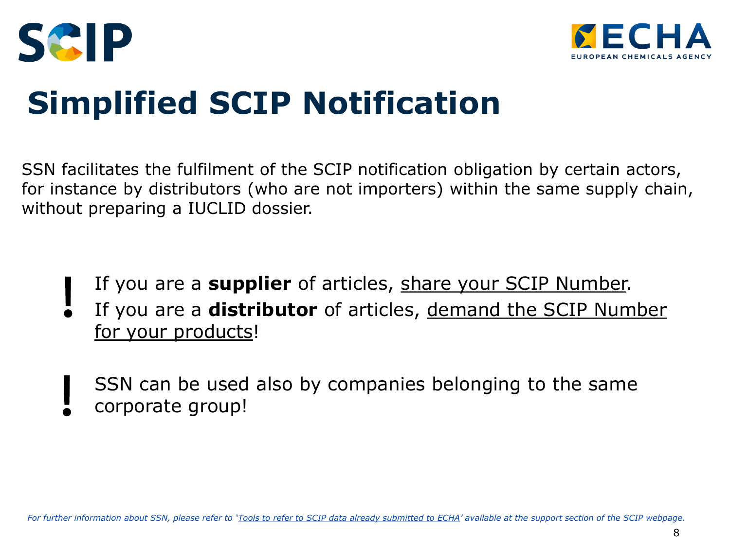# Simplified SCIP Notification

SSN facilitates the fulfilment of the SCIP notification obligation by certain actors, for instance by distributors (who are not importers) within the same supply chain, without preparing a IUCLID dossier.

**!** If you are a **supplier** of articles, share your SCIP Number. If you are a **distributor** of articles, demand the SCIP Number for your products!

**!** SSN can be used also by companies belonging to the same corporate group!

*For further information about SSN, please refer to 'Tools to refer to SCIP data already submitted to ECHA' available at the support section of the SCIP webpage.*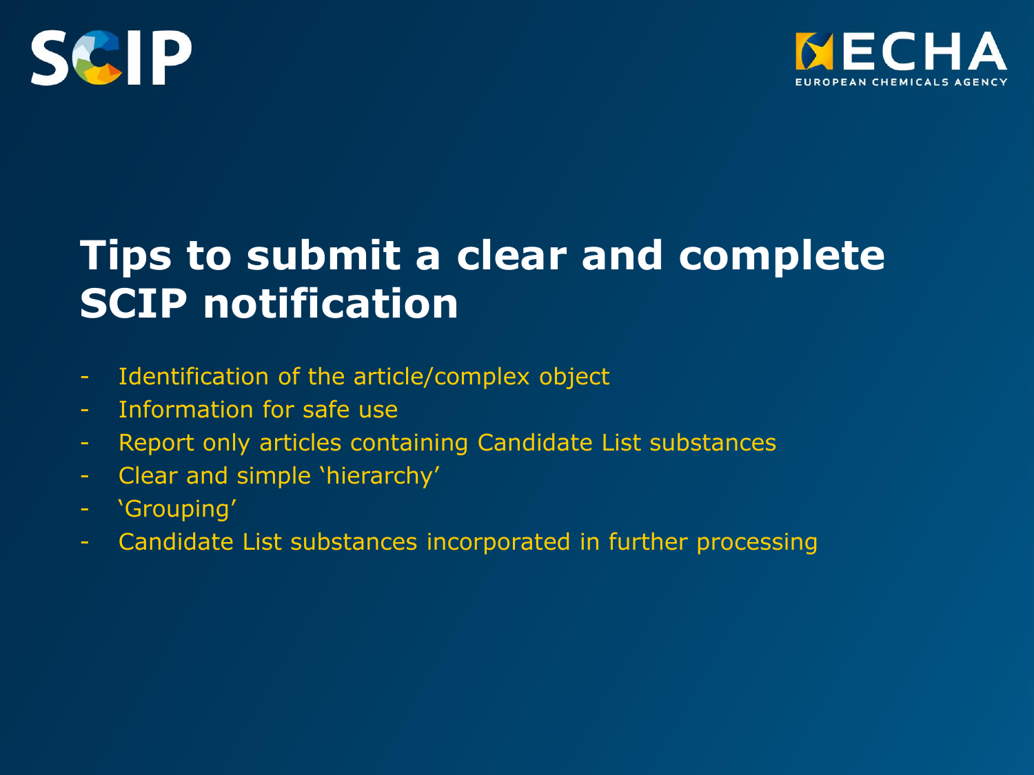# Tips to submit a clear and complete SCIP notification

- Identification of the article/complex object
- Information for safe use
- Report only articles containing Candidate List substances
- Clear and simple ‘hierarchy’
- ‘Grouping’
- Candidate List substances incorporated in further processing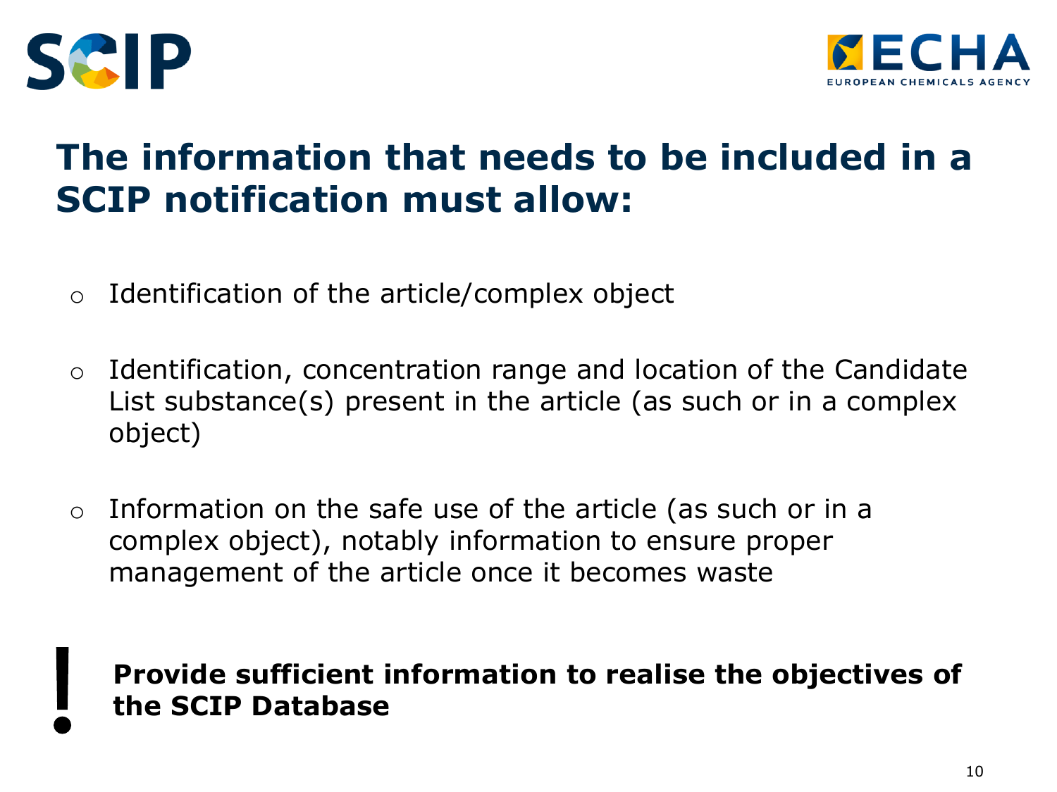# The information that needs to be included in a SCIP notification must allow:

- Identification of the article/complex object
- Identification, concentration range and location of the Candidate List substance(s) present in the article (as such or in a complex object)
- Information on the safe use of the article (as such or in a complex object), notably information to ensure proper management of the article once it becomes waste

! **Provide sufficient information to realise the objectives of the SCIP Database**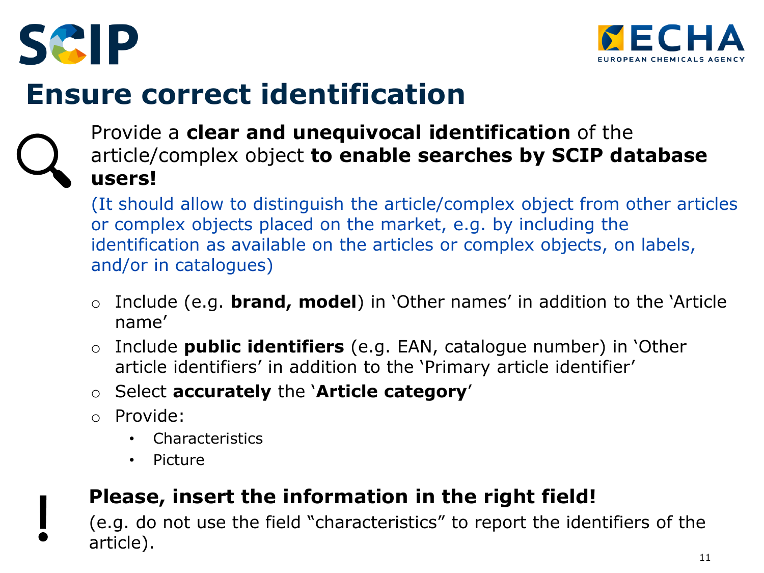# Ensure correct identification

Provide a **clear and unequivocal identification** of the article/complex object **to enable searches by SCIP database users!**

(It should allow to distinguish the article/complex object from other articles or complex objects placed on the market, e.g. by including the identification as available on the articles or complex objects, on labels, and/or in catalogues)

- Include (e.g. **brand, model**) in 'Other names' in addition to the 'Article name'
- Include **public identifiers** (e.g. EAN, catalogue number) in 'Other article identifiers' in addition to the 'Primary article identifier'
- Select **accurately** the '**Article category**'
- Provide:
  - Characteristics
  - Picture

**Please, insert the information in the right field!**

(e.g. do not use the field "characteristics" to report the identifiers of the article).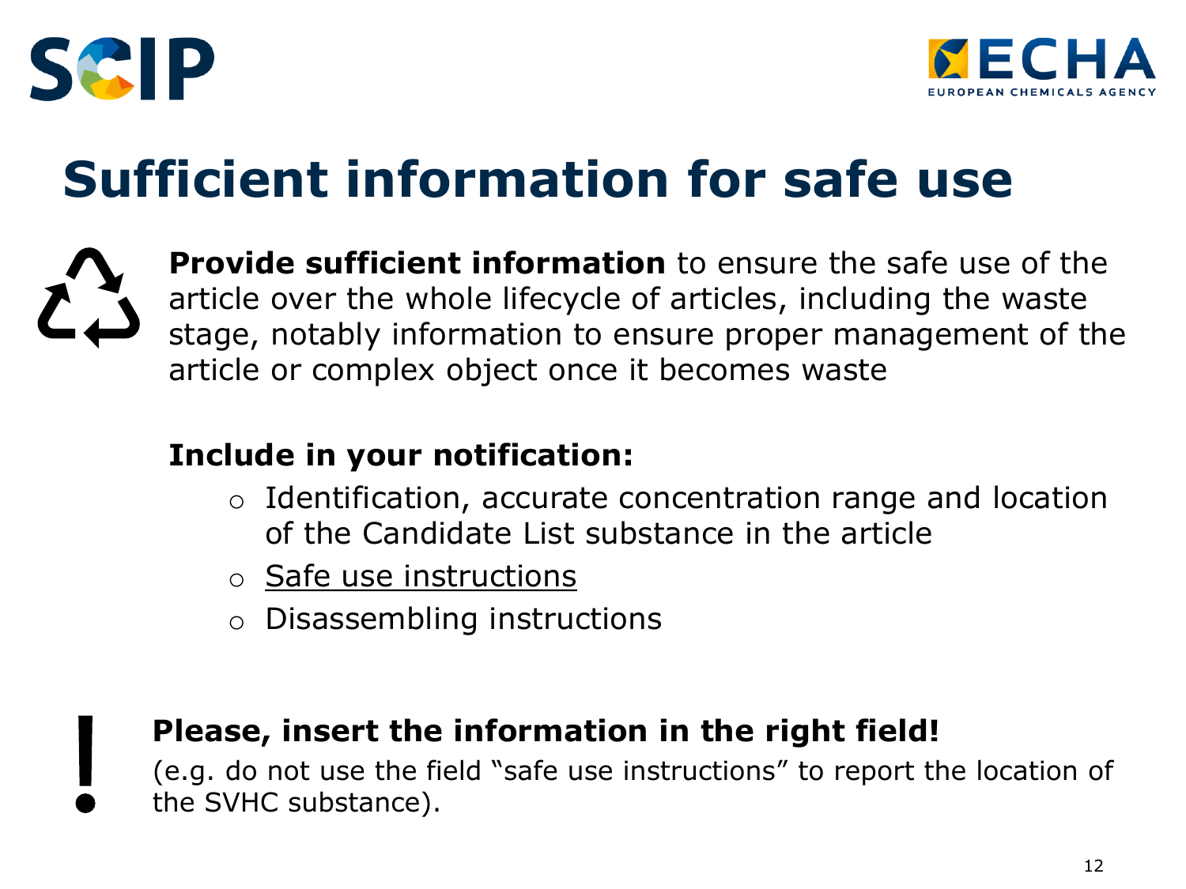# Sufficient information for safe use

**Provide sufficient information** to ensure the safe use of the article over the whole lifecycle of articles, including the waste stage, notably information to ensure proper management of the article or complex object once it becomes waste

**Include in your notification:**

- Identification, accurate concentration range and location of the Candidate List substance in the article
- Safe use instructions
- Disassembling instructions

**Please, insert the information in the right field!**
(e.g. do not use the field "safe use instructions" to report the location of the SVHC substance).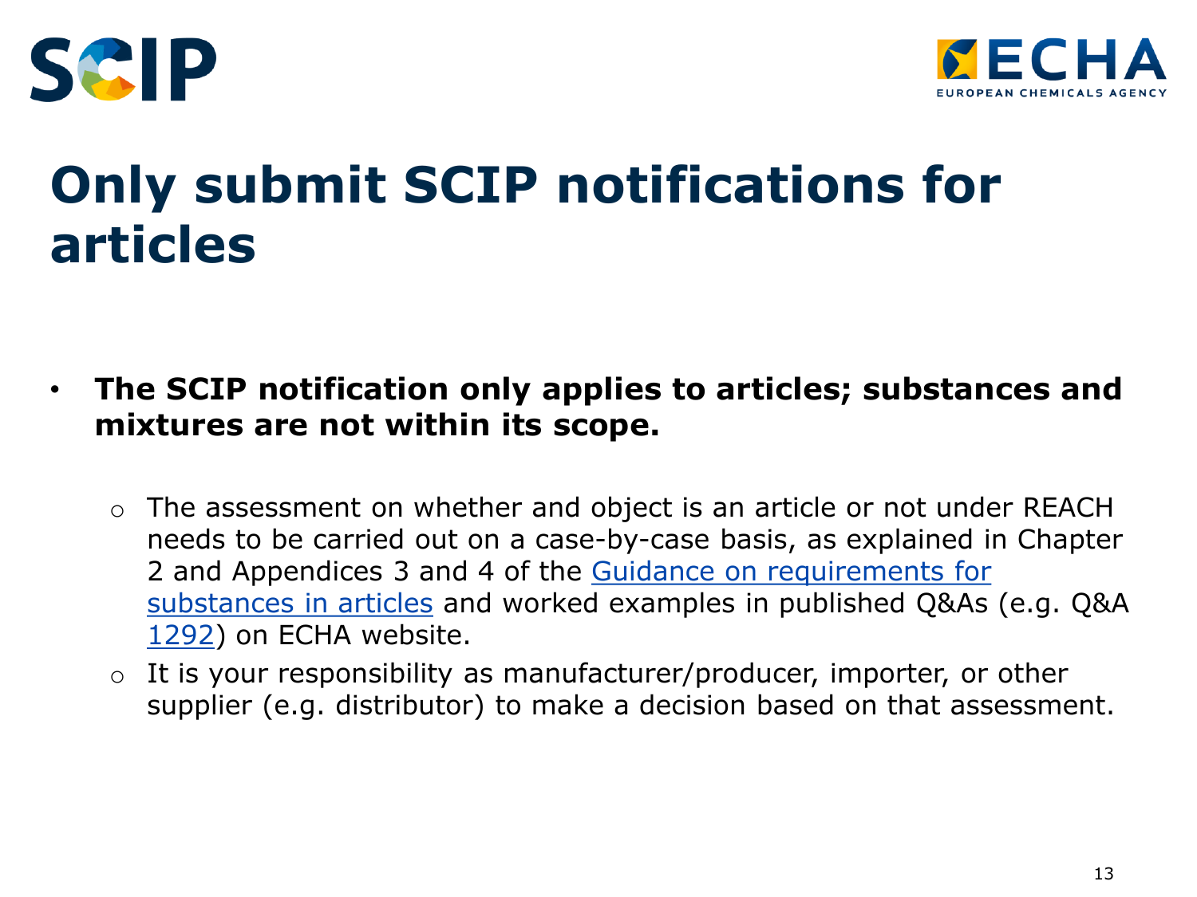# Only submit SCIP notifications for articles

- **The SCIP notification only applies to articles; substances and mixtures are not within its scope.**
  - The assessment on whether and object is an article or not under REACH needs to be carried out on a case-by-case basis, as explained in Chapter 2 and Appendices 3 and 4 of the Guidance on requirements for substances in articles and worked examples in published Q&As (e.g. Q&A 1292) on ECHA website.
  - It is your responsibility as manufacturer/producer, importer, or other supplier (e.g. distributor) to make a decision based on that assessment.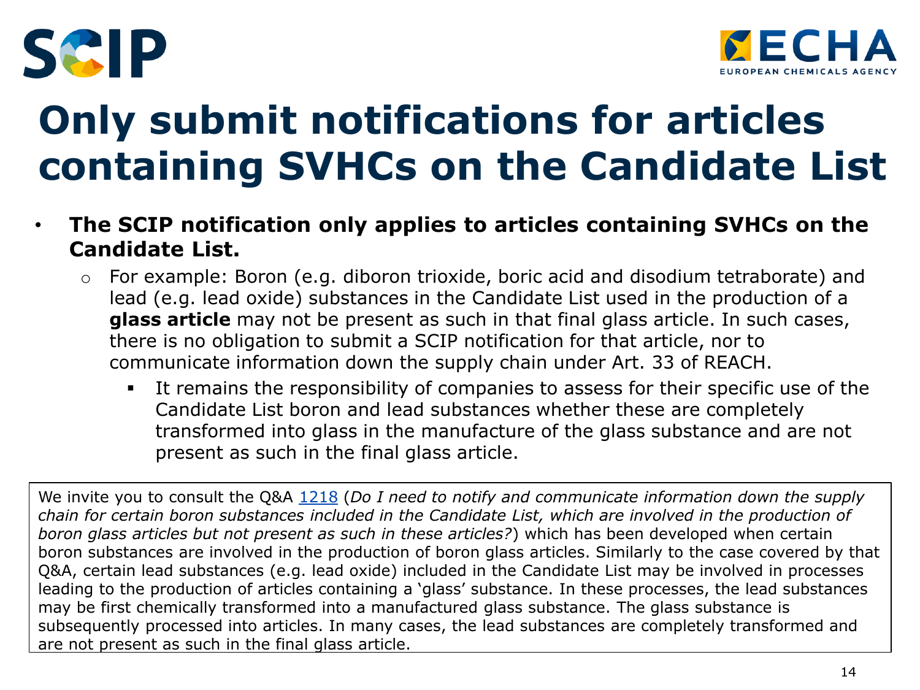# Only submit notifications for articles containing SVHCs on the Candidate List

- **The SCIP notification only applies to articles containing SVHCs on the Candidate List.**
  - For example: Boron (e.g. diboron trioxide, boric acid and disodium tetraborate) and lead (e.g. lead oxide) substances in the Candidate List used in the production of a **glass article** may not be present as such in that final glass article. In such cases, there is no obligation to submit a SCIP notification for that article, nor to communicate information down the supply chain under Art. 33 of REACH.
    - It remains the responsibility of companies to assess for their specific use of the Candidate List boron and lead substances whether these are completely transformed into glass in the manufacture of the glass substance and are not present as such in the final glass article.

We invite you to consult the Q&A 1218 (*Do I need to notify and communicate information down the supply chain for certain boron substances included in the Candidate List, which are involved in the production of boron glass articles but not present as such in these articles?*) which has been developed when certain boron substances are involved in the production of boron glass articles. Similarly to the case covered by that Q&A, certain lead substances (e.g. lead oxide) included in the Candidate List may be involved in processes leading to the production of articles containing a 'glass' substance. In these processes, the lead substances may be first chemically transformed into a manufactured glass substance. The glass substance is subsequently processed into articles. In many cases, the lead substances are completely transformed and are not present as such in the final glass article.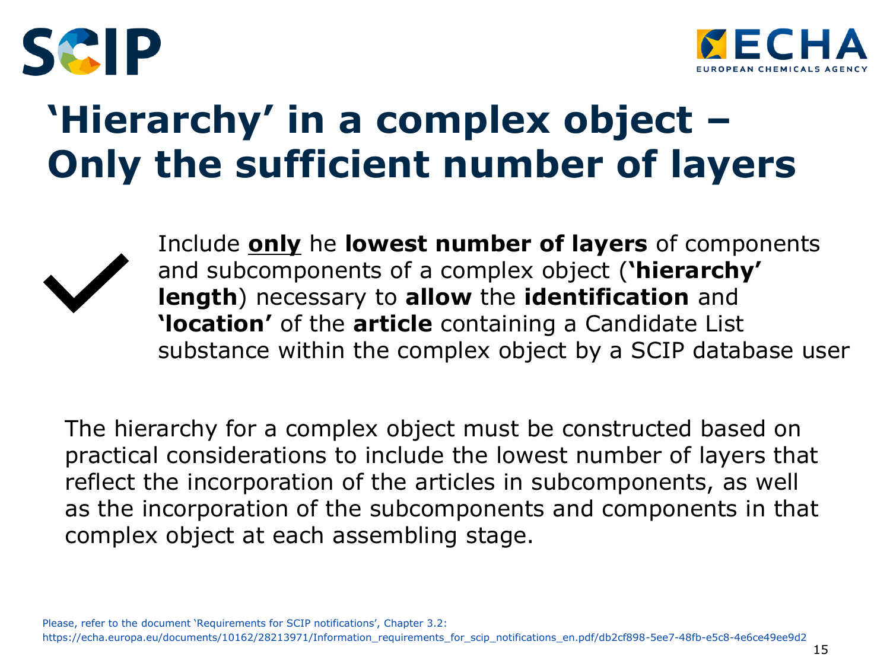# 'Hierarchy' in a complex object – Only the sufficient number of layers

✔ Include **only** he **lowest number of layers** of components and subcomponents of a complex object (**'hierarchy' length**) necessary to **allow** the **identification** and **'location'** of the **article** containing a Candidate List substance within the complex object by a SCIP database user

The hierarchy for a complex object must be constructed based on practical considerations to include the lowest number of layers that reflect the incorporation of the articles in subcomponents, as well as the incorporation of the subcomponents and components in that complex object at each assembling stage.

Please, refer to the document 'Requirements for SCIP notifications', Chapter 3.2:
https://echa.europa.eu/documents/10162/28213971/Information_requirements_for_scip_notifications_en.pdf/db2cf898-5ee7-48fb-e5c8-4e6ce49ee9d2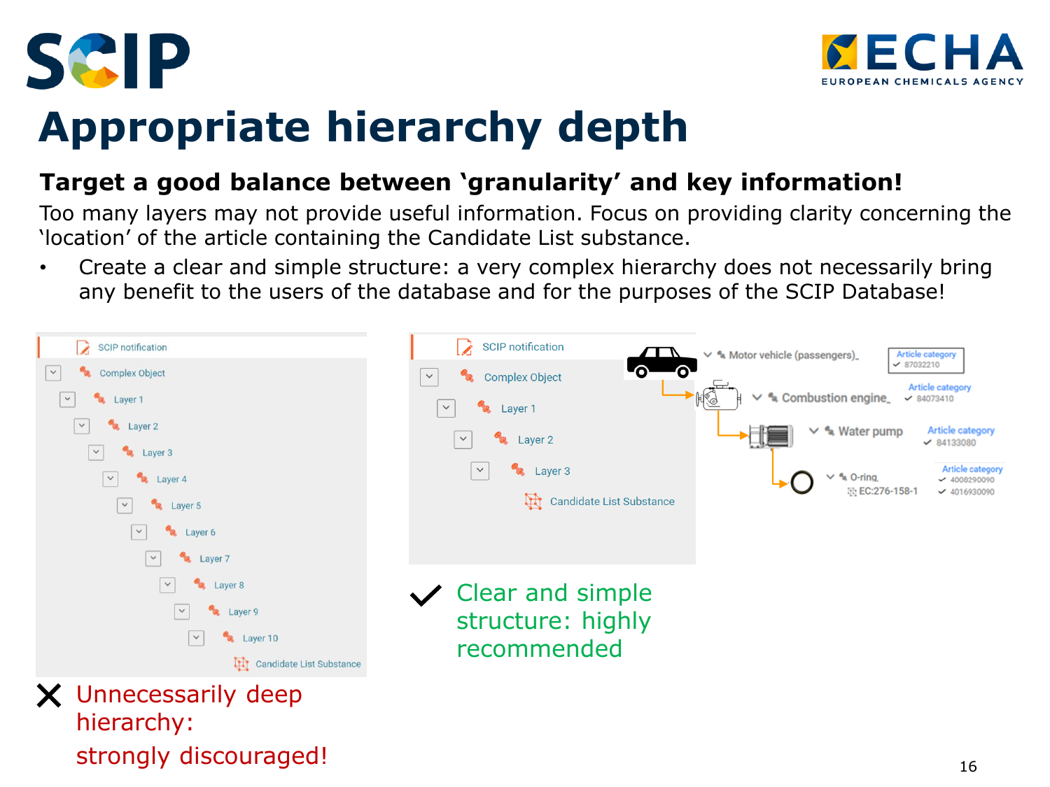# Appropriate hierarchy depth

**Target a good balance between 'granularity' and key information!**

Too many layers may not provide useful information. Focus on providing clarity concerning the 'location' of the article containing the Candidate List substance.

- Create a clear and simple structure: a very complex hierarchy does not necessarily bring any benefit to the users of the database and for the purposes of the SCIP Database!

SCIP notification
- Complex Object
  - Layer 1
    - Layer 2
      - Layer 3
        - Layer 4
          - Layer 5
            - Layer 6
              - Layer 7
                - Layer 8
                  - Layer 9
                    - Layer 10
                      - Candidate List Substance

✗ Unnecessarily deep hierarchy: strongly discouraged!

SCIP notification
- Complex Object
  - Layer 1
    - Layer 2
      - Layer 3
        - Candidate List Substance

Motor vehicle (passengers) — Article category ✓ 87032210
- Combustion engine — Article category ✓ 84073410
  - Water pump — Article category ✓ 84133080
    - O-ring — EC:276-158-1 — Article category ✓ 4008290090 ✓ 4016930090

✓ Clear and simple structure: highly recommended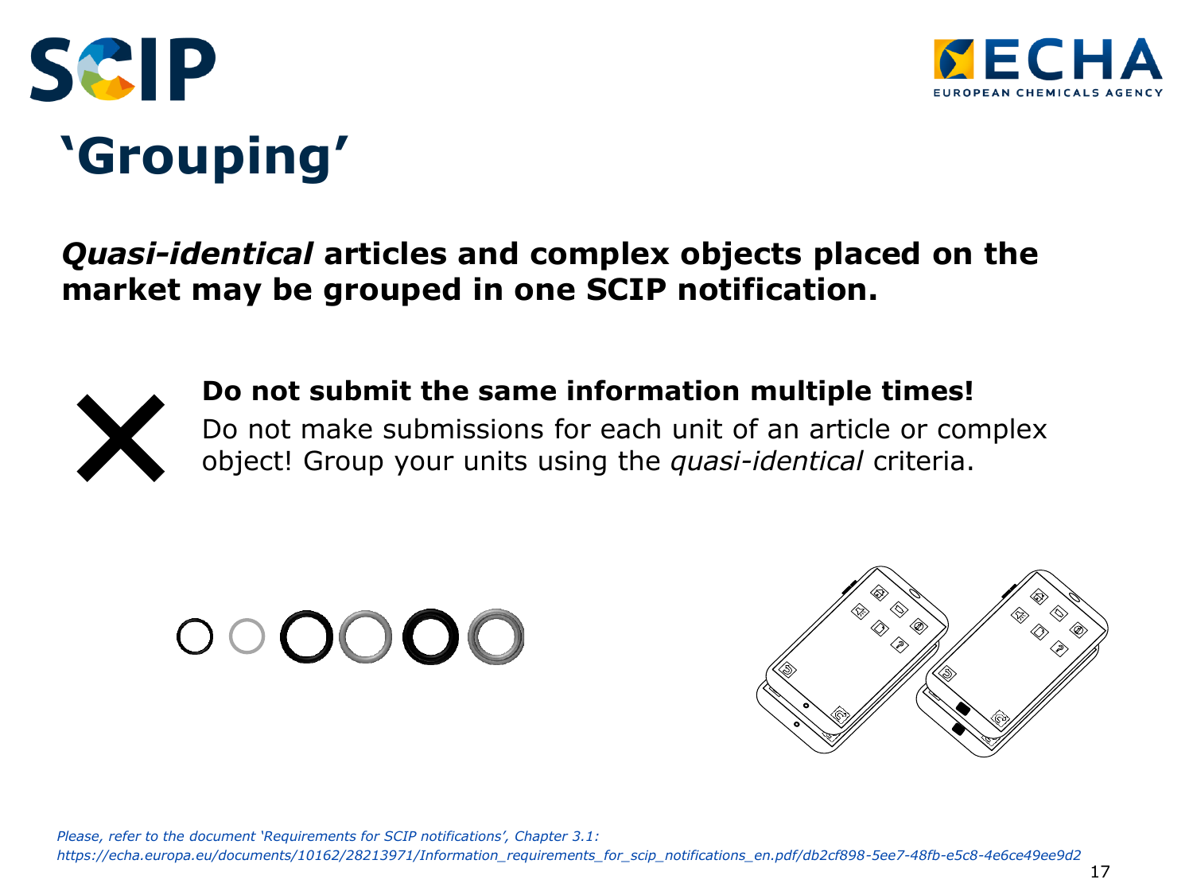# 'Grouping'

***Quasi-identical*** **articles and complex objects placed on the market may be grouped in one SCIP notification.**

**Do not submit the same information multiple times!**
Do not make submissions for each unit of an article or complex object! Group your units using the *quasi-identical* criteria.

*Please, refer to the document 'Requirements for SCIP notifications', Chapter 3.1: https://echa.europa.eu/documents/10162/28213971/Information_requirements_for_scip_notifications_en.pdf/db2cf898-5ee7-48fb-e5c8-4e6ce49ee9d2*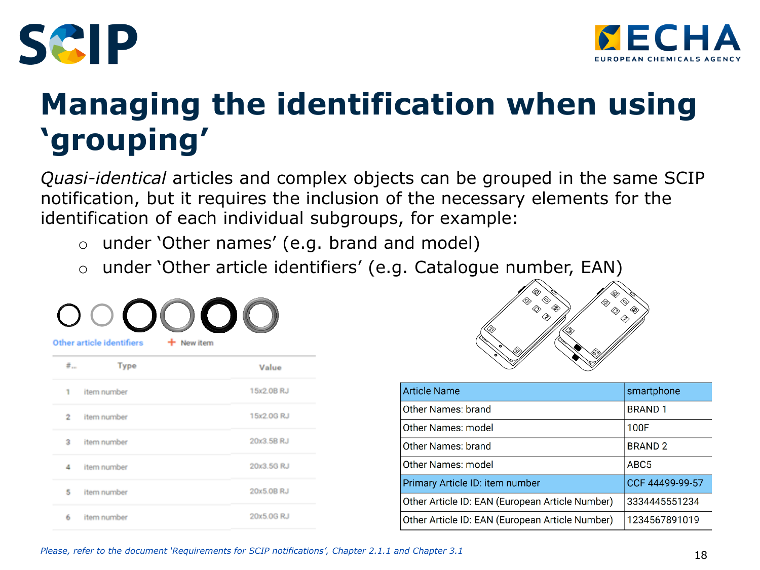# Managing the identification when using 'grouping'

*Quasi-identical* articles and complex objects can be grouped in the same SCIP notification, but it requires the inclusion of the necessary elements for the identification of each individual subgroups, for example:

- under 'Other names' (e.g. brand and model)
- under 'Other article identifiers' (e.g. Catalogue number, EAN)

Other article identifiers + New item

| #... | Type | Value |
|---|---|---|
| 1 | item number | 15x2.0B RJ |
| 2 | item number | 15x2.0G RJ |
| 3 | item number | 20x3.5B RJ |
| 4 | item number | 20x3.5G RJ |
| 5 | item number | 20x5.0B RJ |
| 6 | item number | 20x5.0G RJ |

| Article Name | smartphone |
|---|---|
| Other Names: brand | BRAND 1 |
| Other Names: model | 100F |
| Other Names: brand | BRAND 2 |
| Other Names: model | ABC5 |
| Primary Article ID: item number | CCF 44499-99-57 |
| Other Article ID: EAN (European Article Number) | 3334445551234 |
| Other Article ID: EAN (European Article Number) | 1234567891019 |

*Please, refer to the document 'Requirements for SCIP notifications', Chapter 2.1.1 and Chapter 3.1*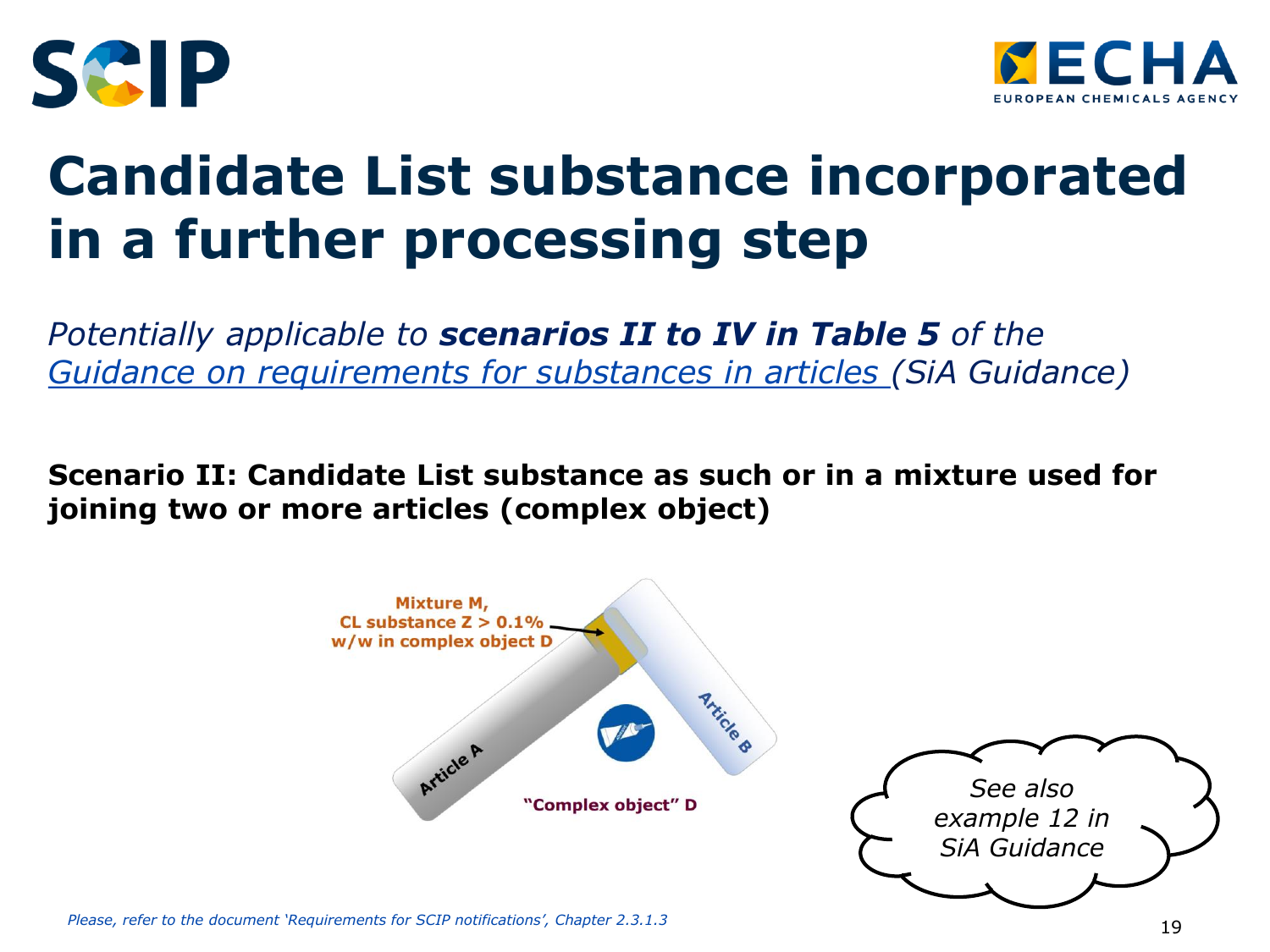# Candidate List substance incorporated in a further processing step

*Potentially applicable to **scenarios II to IV in Table 5** of the [Guidance on requirements for substances in articles](#) (SiA Guidance)*

**Scenario II: Candidate List substance as such or in a mixture used for joining two or more articles (complex object)**

Mixture M, CL substance Z > 0.1% w/w in complex object D

Article A

Article B

"Complex object" D

*See also example 12 in SiA Guidance*

*Please, refer to the document 'Requirements for SCIP notifications', Chapter 2.3.1.3*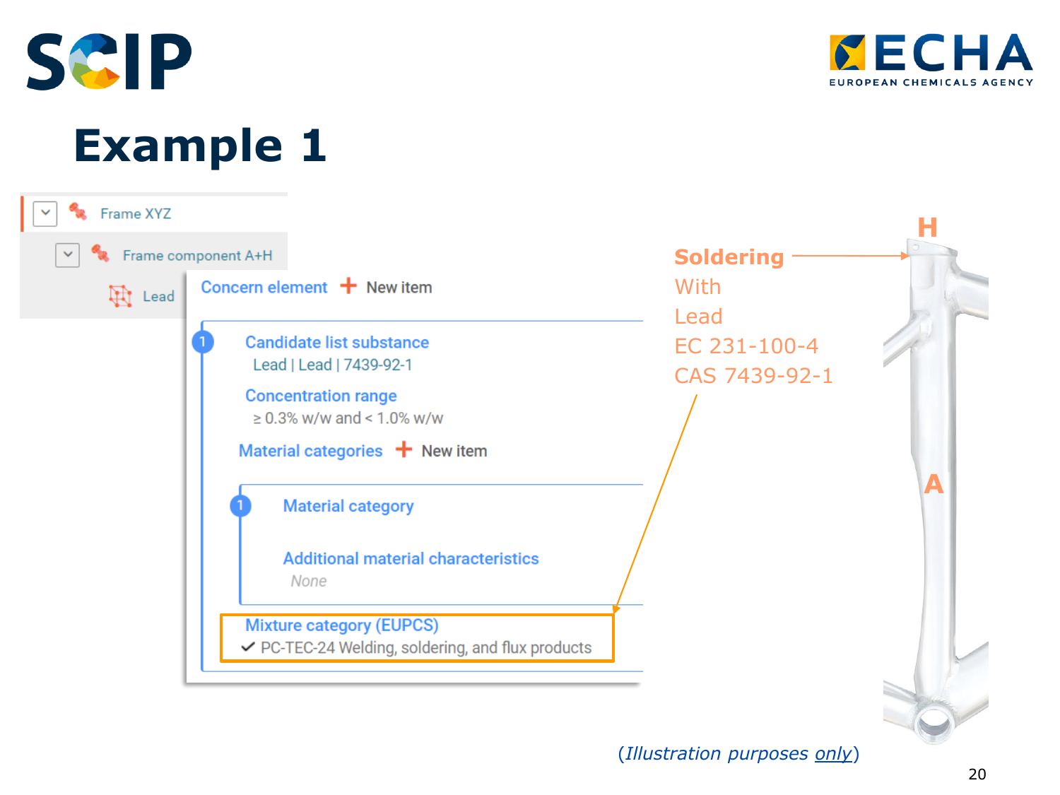# Example 1

- Frame XYZ
  - Frame component A+H
    - Lead

**Concern element** + New item

1. **Candidate list substance**
   Lead | Lead | 7439-92-1

   **Concentration range**
   ≥ 0.3% w/w and < 1.0% w/w

   **Material categories** + New item

   1. **Material category**

      **Additional material characteristics**
      None

   **Mixture category (EUPCS)**
   ✓ PC-TEC-24 Welding, soldering, and flux products

**Soldering**
With
Lead
EC 231-100-4
CAS 7439-92-1

H

A

(*Illustration purposes only*)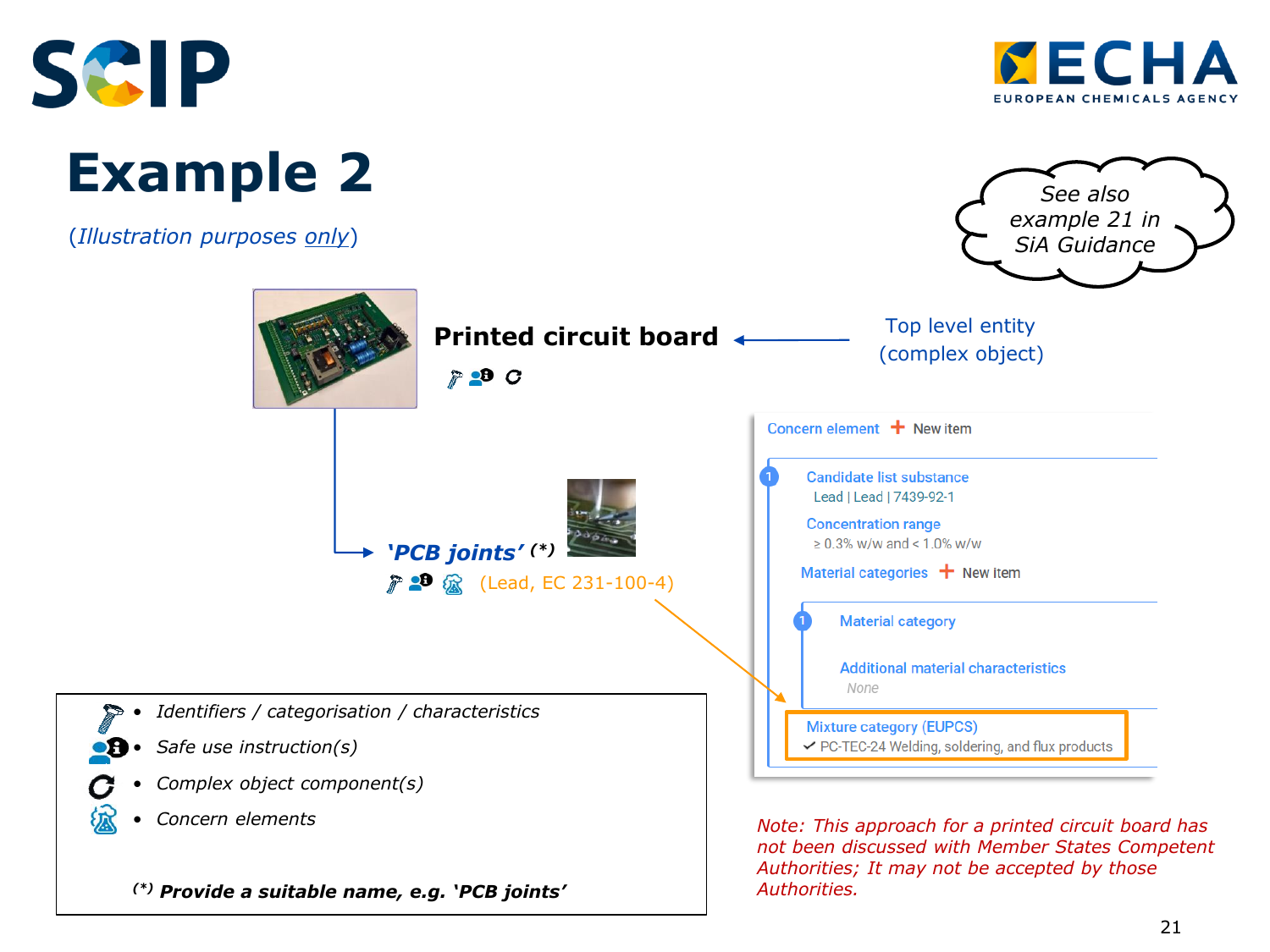# Example 2

(*Illustration purposes only*)

*See also example 21 in SiA Guidance*

**Printed circuit board** ← Top level entity (complex object)

**'PCB joints'** (*) (Lead, EC 231-100-4)

Concern element + New item

1. Candidate list substance
   Lead | Lead | 7439-92-1

   Concentration range
   ≥ 0.3% w/w and < 1.0% w/w

   Material categories + New item

   1. Material category

      Additional material characteristics
      None

   Mixture category (EUPCS)
   ✓ PC-TEC-24 Welding, soldering, and flux products

- *Identifiers / categorisation / characteristics*
- *Safe use instruction(s)*
- *Complex object component(s)*
- *Concern elements*

(*) ***Provide a suitable name, e.g. 'PCB joints'***

*Note: This approach for a printed circuit board has not been discussed with Member States Competent Authorities; It may not be accepted by those Authorities.*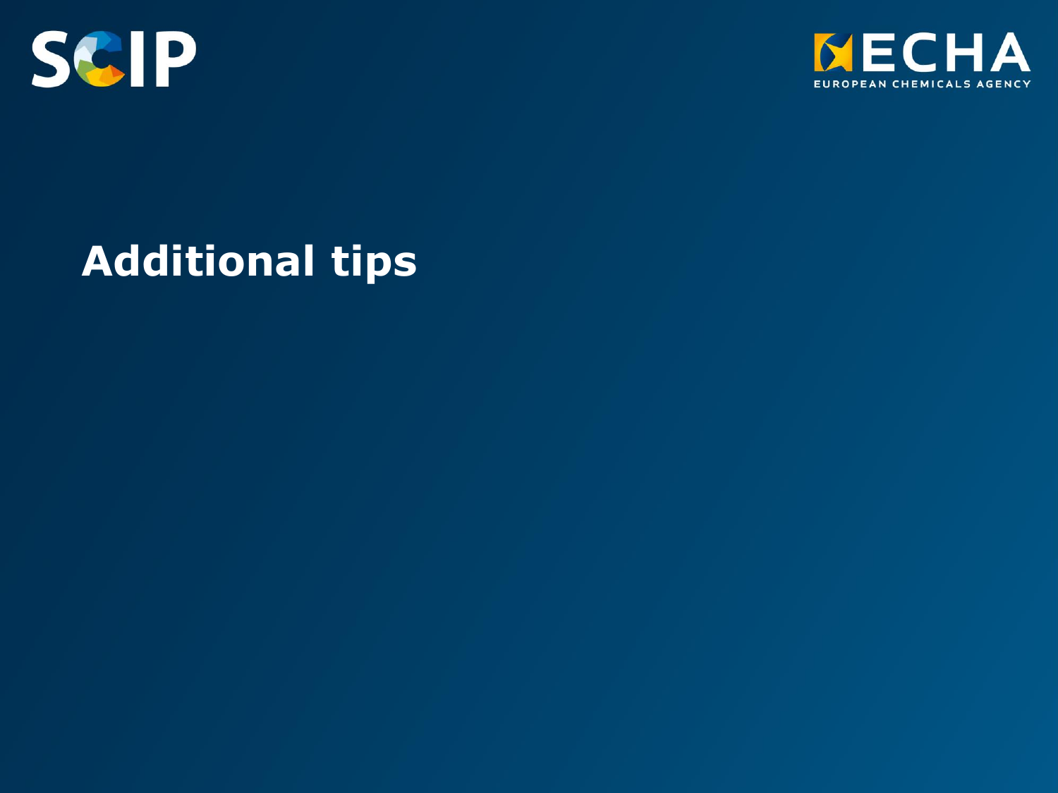# Additional tips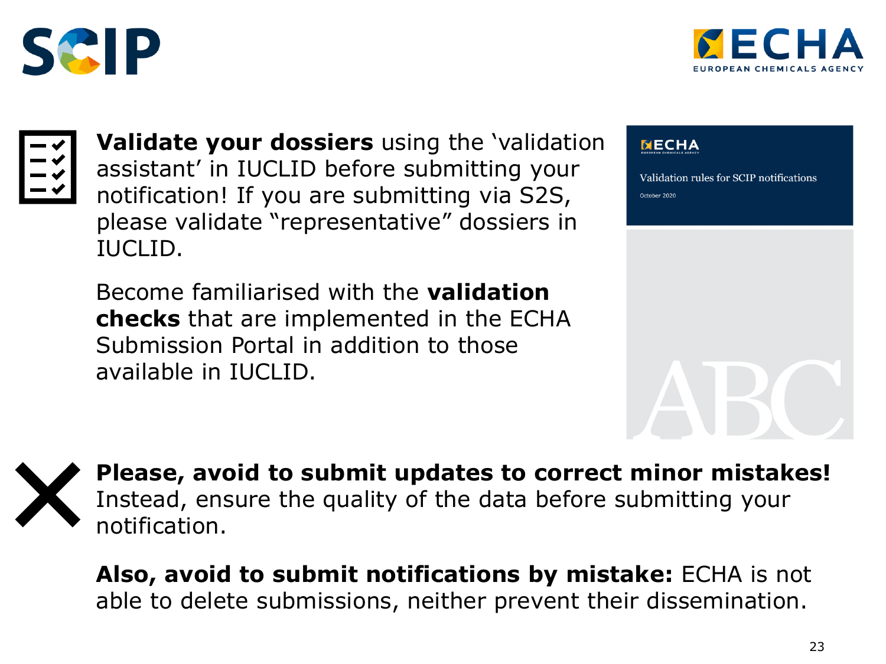**Validate your dossiers** using the 'validation assistant' in IUCLID before submitting your notification! If you are submitting via S2S, please validate "representative" dossiers in IUCLID.

Become familiarised with the **validation checks** that are implemented in the ECHA Submission Portal in addition to those available in IUCLID.

Validation rules for SCIP notifications

October 2020

**Please, avoid to submit updates to correct minor mistakes!** Instead, ensure the quality of the data before submitting your notification.

**Also, avoid to submit notifications by mistake:** ECHA is not able to delete submissions, neither prevent their dissemination.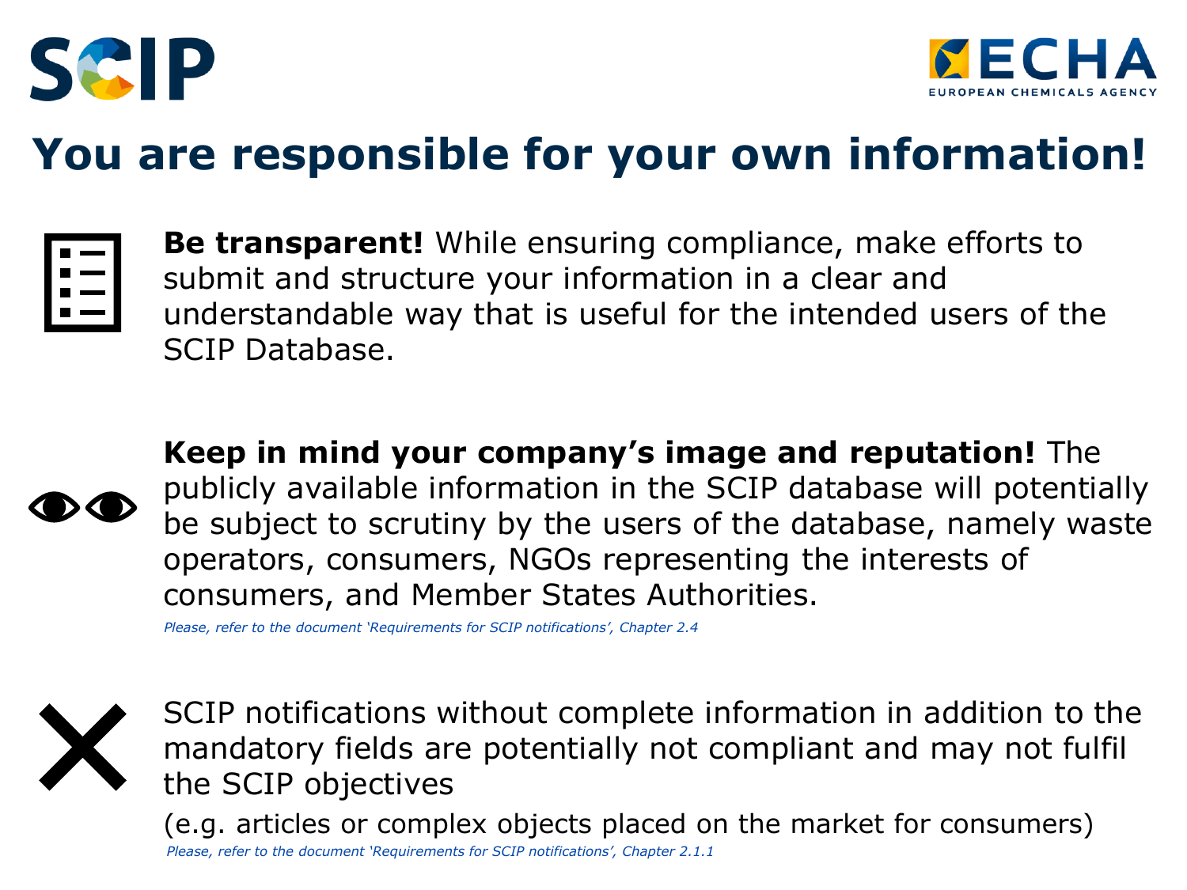# You are responsible for your own information!

**Be transparent!** While ensuring compliance, make efforts to submit and structure your information in a clear and understandable way that is useful for the intended users of the SCIP Database.

**Keep in mind your company's image and reputation!** The publicly available information in the SCIP database will potentially be subject to scrutiny by the users of the database, namely waste operators, consumers, NGOs representing the interests of consumers, and Member States Authorities.

*Please, refer to the document 'Requirements for SCIP notifications', Chapter 2.4*

SCIP notifications without complete information in addition to the mandatory fields are potentially not compliant and may not fulfil the SCIP objectives

(e.g. articles or complex objects placed on the market for consumers)

*Please, refer to the document 'Requirements for SCIP notifications', Chapter 2.1.1*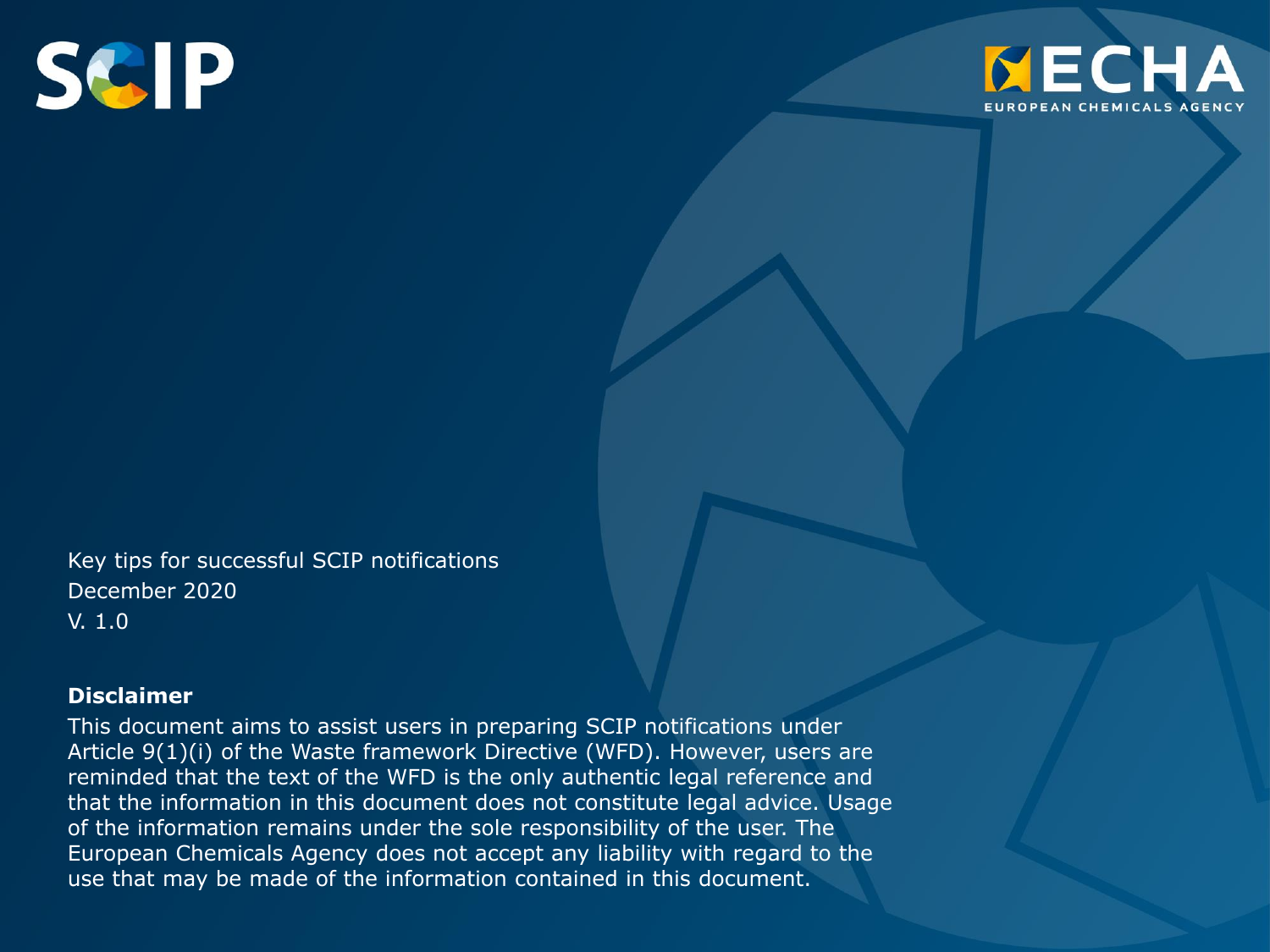SCIP

ECHA EUROPEAN CHEMICALS AGENCY

Key tips for successful SCIP notifications
December 2020
V. 1.0

**Disclaimer**

This document aims to assist users in preparing SCIP notifications under Article 9(1)(i) of the Waste framework Directive (WFD). However, users are reminded that the text of the WFD is the only authentic legal reference and that the information in this document does not constitute legal advice. Usage of the information remains under the sole responsibility of the user. The European Chemicals Agency does not accept any liability with regard to the use that may be made of the information contained in this document.